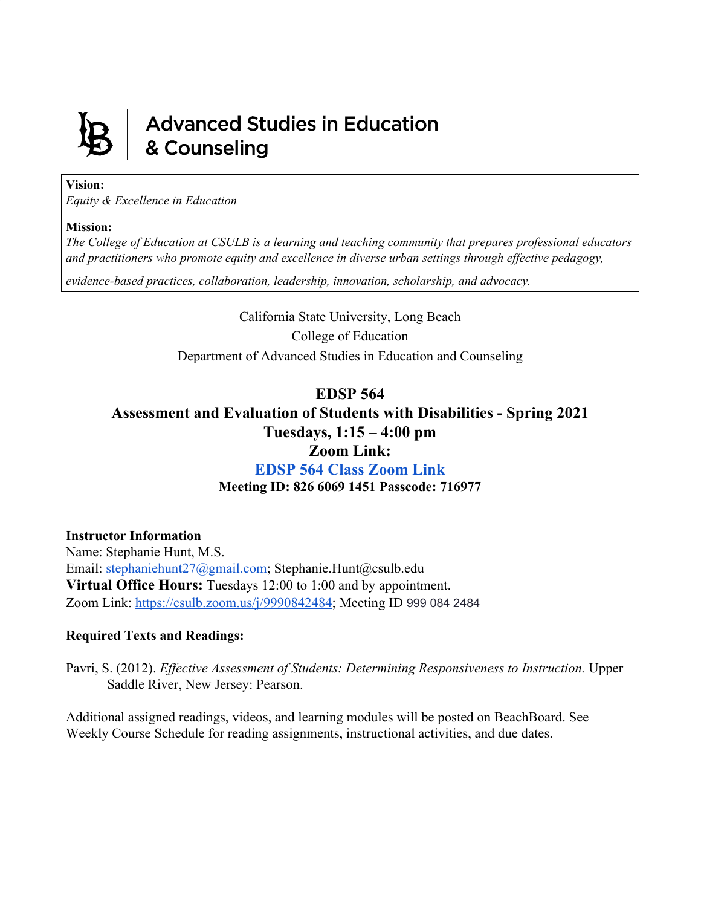# Advanced Studies in Education & Counseling

**Vision:**
*Equity & Excellence in Education*

**Mission:**
*The College of Education at CSULB is a learning and teaching community that prepares professional educators and practitioners who promote equity and excellence in diverse urban settings through effective pedagogy, evidence-based practices, collaboration, leadership, innovation, scholarship, and advocacy.*

California State University, Long Beach
College of Education
Department of Advanced Studies in Education and Counseling

## EDSP 564
## Assessment and Evaluation of Students with Disabilities - Spring 2021
## Tuesdays, 1:15 – 4:00 pm
## Zoom Link:
## [EDSP 564 Class Zoom Link]

**Meeting ID: 826 6069 1451 Passcode: 716977**

**Instructor Information**
Name: Stephanie Hunt, M.S.
Email: stephaniehunt27@gmail.com; Stephanie.Hunt@csulb.edu
**Virtual Office Hours:** Tuesdays 12:00 to 1:00 and by appointment.
Zoom Link: https://csulb.zoom.us/j/9990842484; Meeting ID 999 084 2484

**Required Texts and Readings:**

Pavri, S. (2012). *Effective Assessment of Students: Determining Responsiveness to Instruction.* Upper Saddle River, New Jersey: Pearson.

Additional assigned readings, videos, and learning modules will be posted on BeachBoard. See Weekly Course Schedule for reading assignments, instructional activities, and due dates.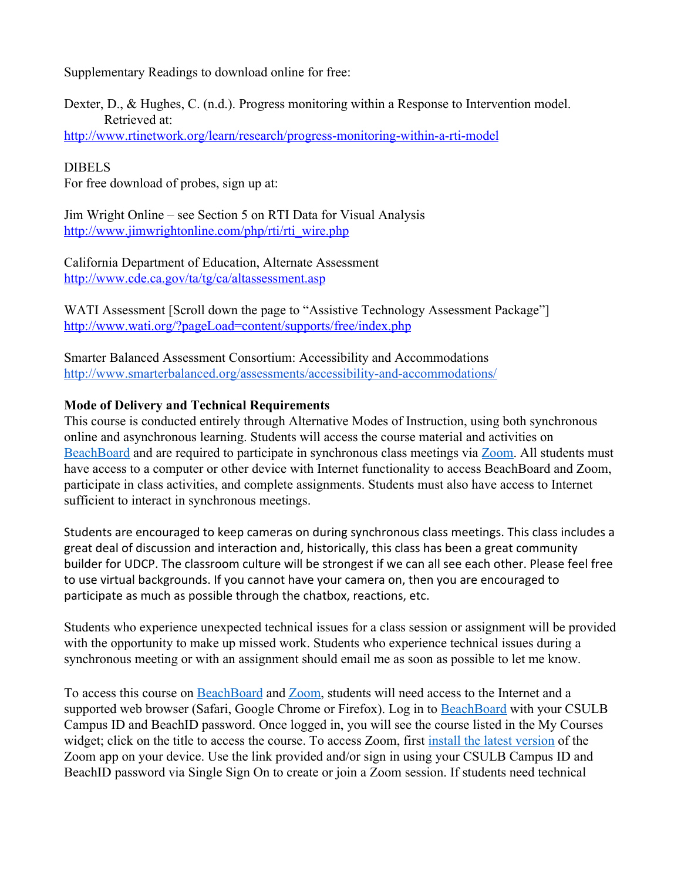Supplementary Readings to download online for free:

Dexter, D., & Hughes, C. (n.d.). Progress monitoring within a Response to Intervention model. Retrieved at:
http://www.rtinetwork.org/learn/research/progress-monitoring-within-a-rti-model

DIBELS
For free download of probes, sign up at:

Jim Wright Online – see Section 5 on RTI Data for Visual Analysis
http://www.jimwrightonline.com/php/rti/rti_wire.php

California Department of Education, Alternate Assessment
http://www.cde.ca.gov/ta/tg/ca/altassessment.asp

WATI Assessment [Scroll down the page to "Assistive Technology Assessment Package"]
http://www.wati.org/?pageLoad=content/supports/free/index.php

Smarter Balanced Assessment Consortium: Accessibility and Accommodations
http://www.smarterbalanced.org/assessments/accessibility-and-accommodations/

**Mode of Delivery and Technical Requirements**

This course is conducted entirely through Alternative Modes of Instruction, using both synchronous online and asynchronous learning. Students will access the course material and activities on BeachBoard and are required to participate in synchronous class meetings via Zoom. All students must have access to a computer or other device with Internet functionality to access BeachBoard and Zoom, participate in class activities, and complete assignments. Students must also have access to Internet sufficient to interact in synchronous meetings.

Students are encouraged to keep cameras on during synchronous class meetings. This class includes a great deal of discussion and interaction and, historically, this class has been a great community builder for UDCP. The classroom culture will be strongest if we can all see each other. Please feel free to use virtual backgrounds. If you cannot have your camera on, then you are encouraged to participate as much as possible through the chatbox, reactions, etc.

Students who experience unexpected technical issues for a class session or assignment will be provided with the opportunity to make up missed work. Students who experience technical issues during a synchronous meeting or with an assignment should email me as soon as possible to let me know.

To access this course on BeachBoard and Zoom, students will need access to the Internet and a supported web browser (Safari, Google Chrome or Firefox). Log in to BeachBoard with your CSULB Campus ID and BeachID password. Once logged in, you will see the course listed in the My Courses widget; click on the title to access the course. To access Zoom, first install the latest version of the Zoom app on your device. Use the link provided and/or sign in using your CSULB Campus ID and BeachID password via Single Sign On to create or join a Zoom session. If students need technical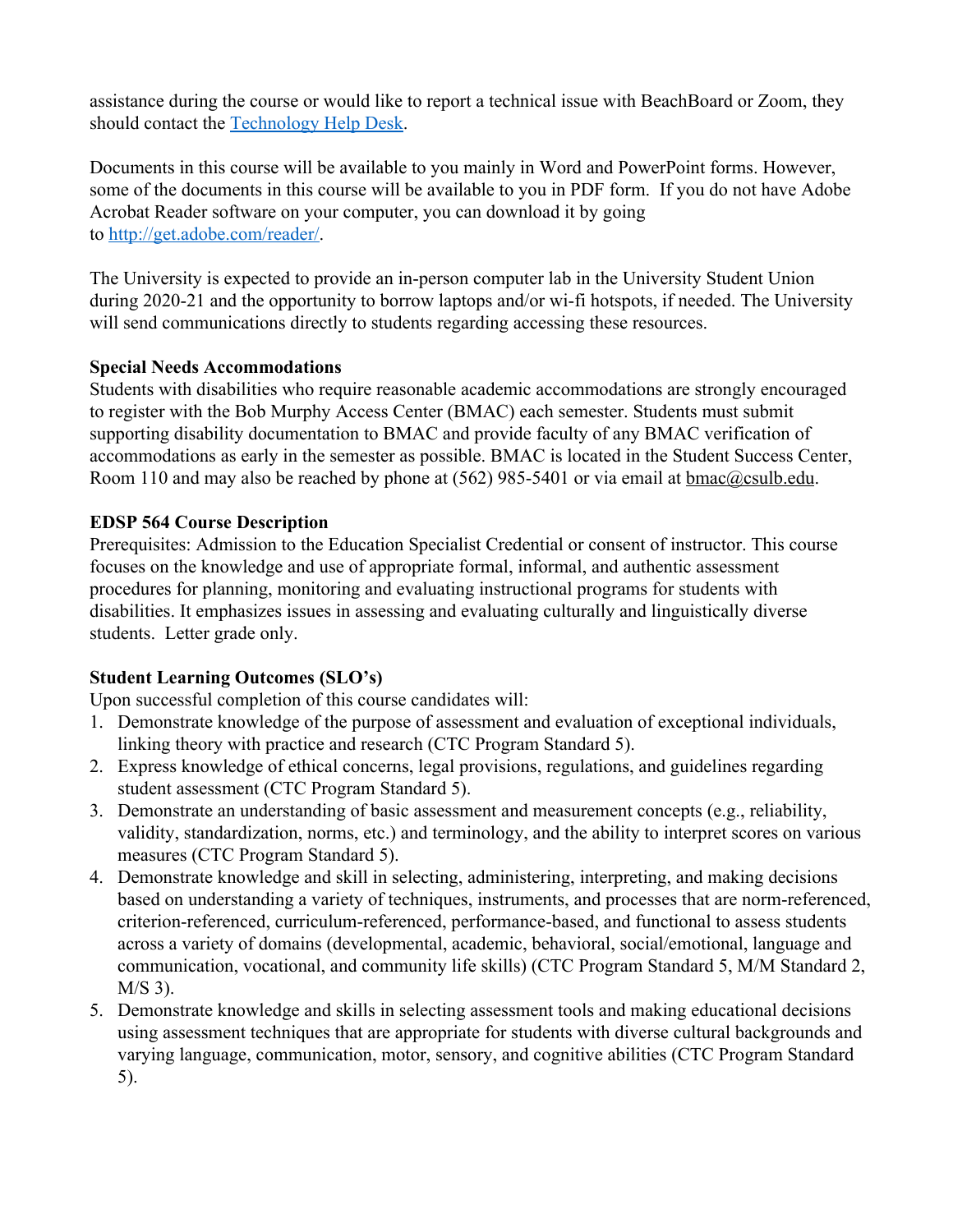assistance during the course or would like to report a technical issue with BeachBoard or Zoom, they should contact the [Technology Help Desk](#).

Documents in this course will be available to you mainly in Word and PowerPoint forms. However, some of the documents in this course will be available to you in PDF form. If you do not have Adobe Acrobat Reader software on your computer, you can download it by going to [http://get.adobe.com/reader/](http://get.adobe.com/reader/).

The University is expected to provide an in-person computer lab in the University Student Union during 2020-21 and the opportunity to borrow laptops and/or wi-fi hotspots, if needed. The University will send communications directly to students regarding accessing these resources.

**Special Needs Accommodations**

Students with disabilities who require reasonable academic accommodations are strongly encouraged to register with the Bob Murphy Access Center (BMAC) each semester. Students must submit supporting disability documentation to BMAC and provide faculty of any BMAC verification of accommodations as early in the semester as possible. BMAC is located in the Student Success Center, Room 110 and may also be reached by phone at (562) 985-5401 or via email at bmac@csulb.edu.

**EDSP 564 Course Description**

Prerequisites: Admission to the Education Specialist Credential or consent of instructor. This course focuses on the knowledge and use of appropriate formal, informal, and authentic assessment procedures for planning, monitoring and evaluating instructional programs for students with disabilities. It emphasizes issues in assessing and evaluating culturally and linguistically diverse students. Letter grade only.

**Student Learning Outcomes (SLO's)**

Upon successful completion of this course candidates will:

1. Demonstrate knowledge of the purpose of assessment and evaluation of exceptional individuals, linking theory with practice and research (CTC Program Standard 5).
2. Express knowledge of ethical concerns, legal provisions, regulations, and guidelines regarding student assessment (CTC Program Standard 5).
3. Demonstrate an understanding of basic assessment and measurement concepts (e.g., reliability, validity, standardization, norms, etc.) and terminology, and the ability to interpret scores on various measures (CTC Program Standard 5).
4. Demonstrate knowledge and skill in selecting, administering, interpreting, and making decisions based on understanding a variety of techniques, instruments, and processes that are norm-referenced, criterion-referenced, curriculum-referenced, performance-based, and functional to assess students across a variety of domains (developmental, academic, behavioral, social/emotional, language and communication, vocational, and community life skills) (CTC Program Standard 5, M/M Standard 2, M/S 3).
5. Demonstrate knowledge and skills in selecting assessment tools and making educational decisions using assessment techniques that are appropriate for students with diverse cultural backgrounds and varying language, communication, motor, sensory, and cognitive abilities (CTC Program Standard 5).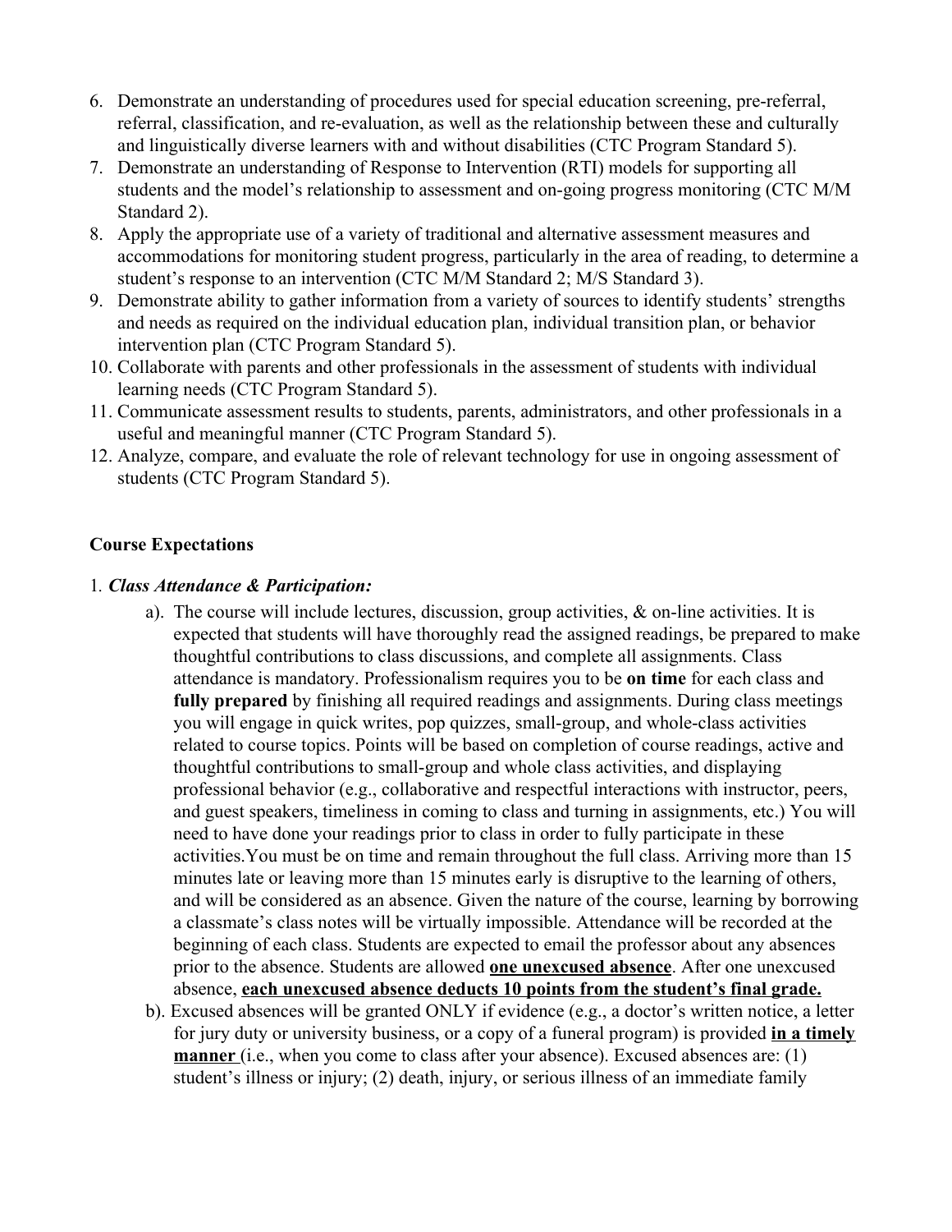6. Demonstrate an understanding of procedures used for special education screening, pre-referral, referral, classification, and re-evaluation, as well as the relationship between these and culturally and linguistically diverse learners with and without disabilities (CTC Program Standard 5).
7. Demonstrate an understanding of Response to Intervention (RTI) models for supporting all students and the model's relationship to assessment and on-going progress monitoring (CTC M/M Standard 2).
8. Apply the appropriate use of a variety of traditional and alternative assessment measures and accommodations for monitoring student progress, particularly in the area of reading, to determine a student's response to an intervention (CTC M/M Standard 2; M/S Standard 3).
9. Demonstrate ability to gather information from a variety of sources to identify students' strengths and needs as required on the individual education plan, individual transition plan, or behavior intervention plan (CTC Program Standard 5).
10. Collaborate with parents and other professionals in the assessment of students with individual learning needs (CTC Program Standard 5).
11. Communicate assessment results to students, parents, administrators, and other professionals in a useful and meaningful manner (CTC Program Standard 5).
12. Analyze, compare, and evaluate the role of relevant technology for use in ongoing assessment of students (CTC Program Standard 5).

**Course Expectations**

1. ***Class Attendance & Participation:***

   a). The course will include lectures, discussion, group activities, & on-line activities. It is expected that students will have thoroughly read the assigned readings, be prepared to make thoughtful contributions to class discussions, and complete all assignments. Class attendance is mandatory. Professionalism requires you to be **on time** for each class and **fully prepared** by finishing all required readings and assignments. During class meetings you will engage in quick writes, pop quizzes, small-group, and whole-class activities related to course topics. Points will be based on completion of course readings, active and thoughtful contributions to small-group and whole class activities, and displaying professional behavior (e.g., collaborative and respectful interactions with instructor, peers, and guest speakers, timeliness in coming to class and turning in assignments, etc.) You will need to have done your readings prior to class in order to fully participate in these activities.You must be on time and remain throughout the full class. Arriving more than 15 minutes late or leaving more than 15 minutes early is disruptive to the learning of others, and will be considered as an absence. Given the nature of the course, learning by borrowing a classmate's class notes will be virtually impossible. Attendance will be recorded at the beginning of each class. Students are expected to email the professor about any absences prior to the absence. Students are allowed **<u>one unexcused absence</u>**. After one unexcused absence, **<u>each unexcused absence deducts 10 points from the student's final grade.</u>**

   b). Excused absences will be granted ONLY if evidence (e.g., a doctor's written notice, a letter for jury duty or university business, or a copy of a funeral program) is provided **<u>in a timely manner</u>** (i.e., when you come to class after your absence). Excused absences are: (1) student's illness or injury; (2) death, injury, or serious illness of an immediate family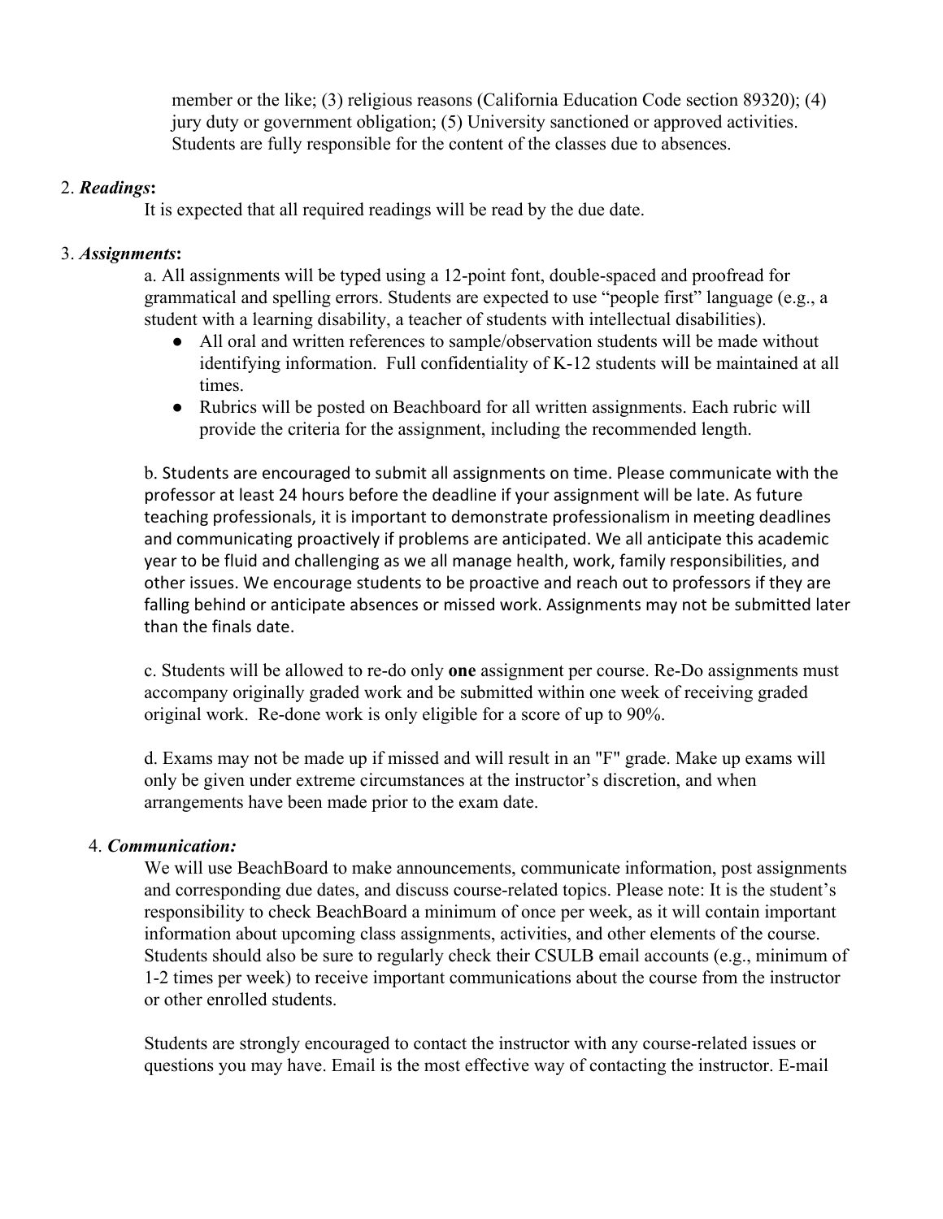member or the like; (3) religious reasons (California Education Code section 89320); (4) jury duty or government obligation; (5) University sanctioned or approved activities. Students are fully responsible for the content of the classes due to absences.

2. ***Readings*:**

It is expected that all required readings will be read by the due date.

3. ***Assignments*:**

a. All assignments will be typed using a 12-point font, double-spaced and proofread for grammatical and spelling errors. Students are expected to use "people first" language (e.g., a student with a learning disability, a teacher of students with intellectual disabilities).

- All oral and written references to sample/observation students will be made without identifying information. Full confidentiality of K-12 students will be maintained at all times.
- Rubrics will be posted on Beachboard for all written assignments. Each rubric will provide the criteria for the assignment, including the recommended length.

b. Students are encouraged to submit all assignments on time. Please communicate with the professor at least 24 hours before the deadline if your assignment will be late. As future teaching professionals, it is important to demonstrate professionalism in meeting deadlines and communicating proactively if problems are anticipated. We all anticipate this academic year to be fluid and challenging as we all manage health, work, family responsibilities, and other issues. We encourage students to be proactive and reach out to professors if they are falling behind or anticipate absences or missed work. Assignments may not be submitted later than the finals date.

c. Students will be allowed to re-do only **one** assignment per course. Re-Do assignments must accompany originally graded work and be submitted within one week of receiving graded original work. Re-done work is only eligible for a score of up to 90%.

d. Exams may not be made up if missed and will result in an "F" grade. Make up exams will only be given under extreme circumstances at the instructor's discretion, and when arrangements have been made prior to the exam date.

4. ***Communication:***

We will use BeachBoard to make announcements, communicate information, post assignments and corresponding due dates, and discuss course-related topics. Please note: It is the student's responsibility to check BeachBoard a minimum of once per week, as it will contain important information about upcoming class assignments, activities, and other elements of the course. Students should also be sure to regularly check their CSULB email accounts (e.g., minimum of 1-2 times per week) to receive important communications about the course from the instructor or other enrolled students.

Students are strongly encouraged to contact the instructor with any course-related issues or questions you may have. Email is the most effective way of contacting the instructor. E-mail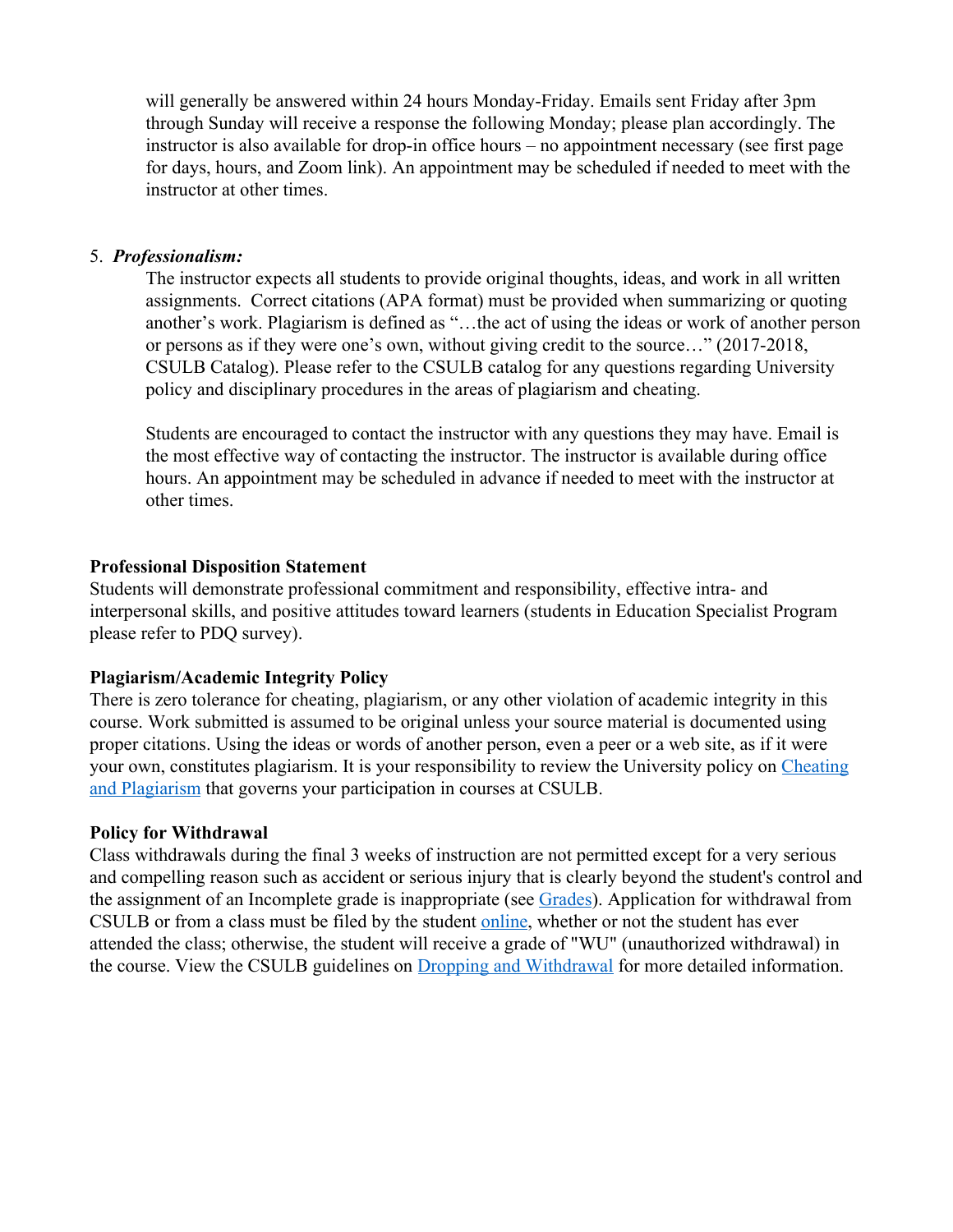will generally be answered within 24 hours Monday-Friday. Emails sent Friday after 3pm through Sunday will receive a response the following Monday; please plan accordingly. The instructor is also available for drop-in office hours – no appointment necessary (see first page for days, hours, and Zoom link). An appointment may be scheduled if needed to meet with the instructor at other times.

5. ***Professionalism:***

   The instructor expects all students to provide original thoughts, ideas, and work in all written assignments. Correct citations (APA format) must be provided when summarizing or quoting another's work. Plagiarism is defined as "…the act of using the ideas or work of another person or persons as if they were one's own, without giving credit to the source…" (2017-2018, CSULB Catalog). Please refer to the CSULB catalog for any questions regarding University policy and disciplinary procedures in the areas of plagiarism and cheating.

   Students are encouraged to contact the instructor with any questions they may have. Email is the most effective way of contacting the instructor. The instructor is available during office hours. An appointment may be scheduled in advance if needed to meet with the instructor at other times.

**Professional Disposition Statement**

Students will demonstrate professional commitment and responsibility, effective intra- and interpersonal skills, and positive attitudes toward learners (students in Education Specialist Program please refer to PDQ survey).

**Plagiarism/Academic Integrity Policy**

There is zero tolerance for cheating, plagiarism, or any other violation of academic integrity in this course. Work submitted is assumed to be original unless your source material is documented using proper citations. Using the ideas or words of another person, even a peer or a web site, as if it were your own, constitutes plagiarism. It is your responsibility to review the University policy on Cheating and Plagiarism that governs your participation in courses at CSULB.

**Policy for Withdrawal**

Class withdrawals during the final 3 weeks of instruction are not permitted except for a very serious and compelling reason such as accident or serious injury that is clearly beyond the student's control and the assignment of an Incomplete grade is inappropriate (see Grades). Application for withdrawal from CSULB or from a class must be filed by the student online, whether or not the student has ever attended the class; otherwise, the student will receive a grade of "WU" (unauthorized withdrawal) in the course. View the CSULB guidelines on Dropping and Withdrawal for more detailed information.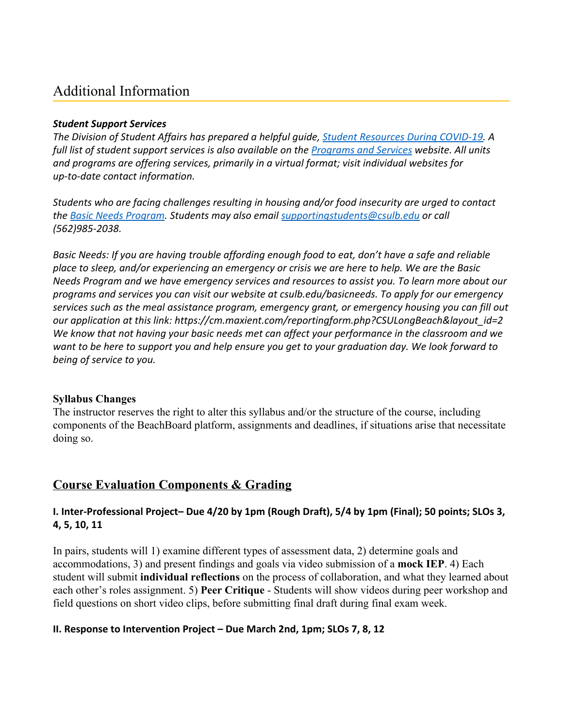# Additional Information

***Student Support Services***

*The Division of Student Affairs has prepared a helpful guide, [Student Resources During COVID-19](). A full list of student support services is also available on the [Programs and Services]() website. All units and programs are offering services, primarily in a virtual format; visit individual websites for up-to-date contact information.*

*Students who are facing challenges resulting in housing and/or food insecurity are urged to contact the [Basic Needs Program](). Students may also email [supportingstudents@csulb.edu]() or call (562)985-2038.*

*Basic Needs: If you are having trouble affording enough food to eat, don't have a safe and reliable place to sleep, and/or experiencing an emergency or crisis we are here to help. We are the Basic Needs Program and we have emergency services and resources to assist you. To learn more about our programs and services you can visit our website at csulb.edu/basicneeds. To apply for our emergency services such as the meal assistance program, emergency grant, or emergency housing you can fill out our application at this link: https://cm.maxient.com/reportingform.php?CSULongBeach&layout_id=2 We know that not having your basic needs met can affect your performance in the classroom and we want to be here to support you and help ensure you get to your graduation day. We look forward to being of service to you.*

**Syllabus Changes**

The instructor reserves the right to alter this syllabus and/or the structure of the course, including components of the BeachBoard platform, assignments and deadlines, if situations arise that necessitate doing so.

## Course Evaluation Components & Grading

### I. Inter-Professional Project– Due 4/20 by 1pm (Rough Draft), 5/4 by 1pm (Final); 50 points; SLOs 3, 4, 5, 10, 11

In pairs, students will 1) examine different types of assessment data, 2) determine goals and accommodations, 3) and present findings and goals via video submission of a **mock IEP**. 4) Each student will submit **individual reflections** on the process of collaboration, and what they learned about each other's roles assignment. 5) **Peer Critique** - Students will show videos during peer workshop and field questions on short video clips, before submitting final draft during final exam week.

### II. Response to Intervention Project – Due March 2nd, 1pm; SLOs 7, 8, 12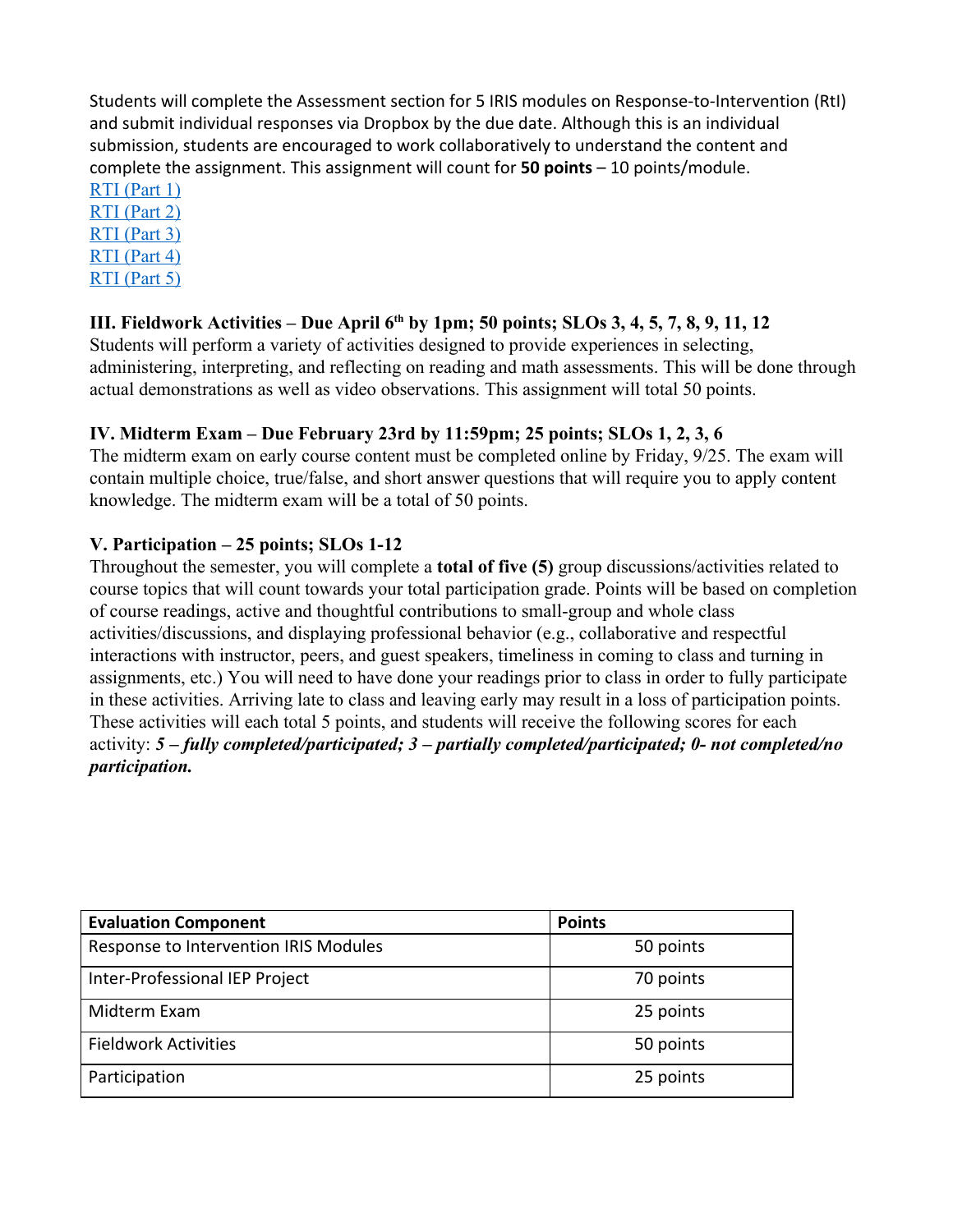Students will complete the Assessment section for 5 IRIS modules on Response-to-Intervention (RtI) and submit individual responses via Dropbox by the due date. Although this is an individual submission, students are encouraged to work collaboratively to understand the content and complete the assignment. This assignment will count for **50 points** – 10 points/module.

RTI (Part 1)
RTI (Part 2)
RTI (Part 3)
RTI (Part 4)
RTI (Part 5)

**III. Fieldwork Activities – Due April 6th by 1pm; 50 points; SLOs 3, 4, 5, 7, 8, 9, 11, 12**
Students will perform a variety of activities designed to provide experiences in selecting, administering, interpreting, and reflecting on reading and math assessments. This will be done through actual demonstrations as well as video observations. This assignment will total 50 points.

**IV. Midterm Exam – Due February 23rd by 11:59pm; 25 points; SLOs 1, 2, 3, 6**
The midterm exam on early course content must be completed online by Friday, 9/25. The exam will contain multiple choice, true/false, and short answer questions that will require you to apply content knowledge. The midterm exam will be a total of 50 points.

**V. Participation – 25 points; SLOs 1-12**
Throughout the semester, you will complete a **total of five (5)** group discussions/activities related to course topics that will count towards your total participation grade. Points will be based on completion of course readings, active and thoughtful contributions to small-group and whole class activities/discussions, and displaying professional behavior (e.g., collaborative and respectful interactions with instructor, peers, and guest speakers, timeliness in coming to class and turning in assignments, etc.) You will need to have done your readings prior to class in order to fully participate in these activities. Arriving late to class and leaving early may result in a loss of participation points. These activities will each total 5 points, and students will receive the following scores for each activity: ***5 – fully completed/participated; 3 – partially completed/participated; 0- not completed/no participation.***

| **Evaluation Component** | **Points** |
|---|---|
| Response to Intervention IRIS Modules | 50 points |
| Inter-Professional IEP Project | 70 points |
| Midterm Exam | 25 points |
| Fieldwork Activities | 50 points |
| Participation | 25 points |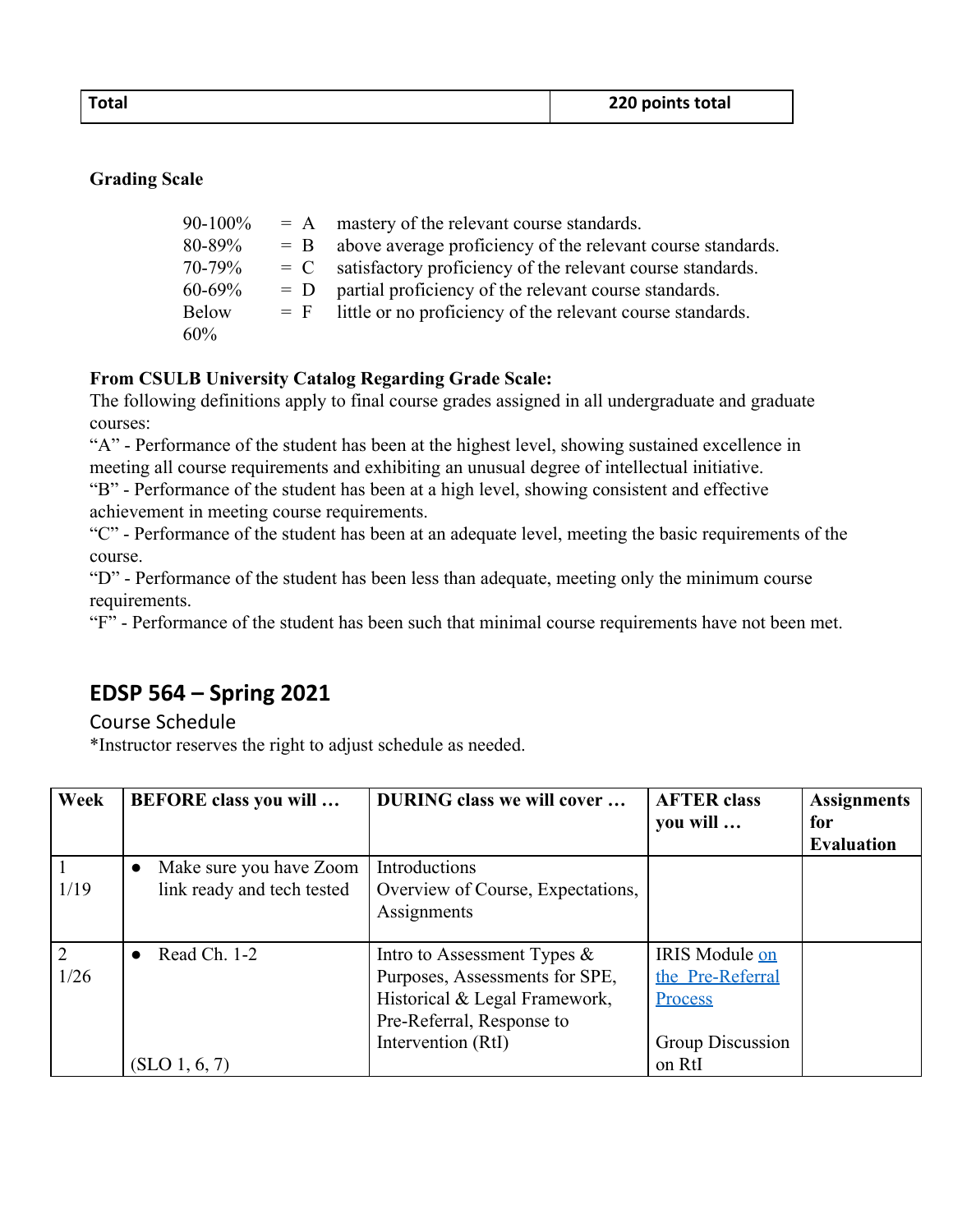| Total | 220 points total |
|---|---|

**Grading Scale**

| | | |
|---|---|---|
| 90-100% | = A | mastery of the relevant course standards. |
| 80-89% | = B | above average proficiency of the relevant course standards. |
| 70-79% | = C | satisfactory proficiency of the relevant course standards. |
| 60-69% | = D | partial proficiency of the relevant course standards. |
| Below 60% | = F | little or no proficiency of the relevant course standards. |

**From CSULB University Catalog Regarding Grade Scale:**
The following definitions apply to final course grades assigned in all undergraduate and graduate courses:
"A" - Performance of the student has been at the highest level, showing sustained excellence in meeting all course requirements and exhibiting an unusual degree of intellectual initiative.
"B" - Performance of the student has been at a high level, showing consistent and effective achievement in meeting course requirements.
"C" - Performance of the student has been at an adequate level, meeting the basic requirements of the course.
"D" - Performance of the student has been less than adequate, meeting only the minimum course requirements.
"F" - Performance of the student has been such that minimal course requirements have not been met.

## EDSP 564 – Spring 2021

### Course Schedule

*Instructor reserves the right to adjust schedule as needed.

| Week | BEFORE class you will … | DURING class we will cover … | AFTER class you will … | Assignments for Evaluation |
|---|---|---|---|---|
| 1<br>1/19 | • Make sure you have Zoom link ready and tech tested | Introductions<br>Overview of Course, Expectations, Assignments | | |
| 2<br>1/26 | • Read Ch. 1-2<br><br>(SLO 1, 6, 7) | Intro to Assessment Types & Purposes, Assessments for SPE, Historical & Legal Framework, Pre-Referral, Response to Intervention (RtI) | IRIS Module on the Pre-Referral Process<br><br>Group Discussion on RtI | |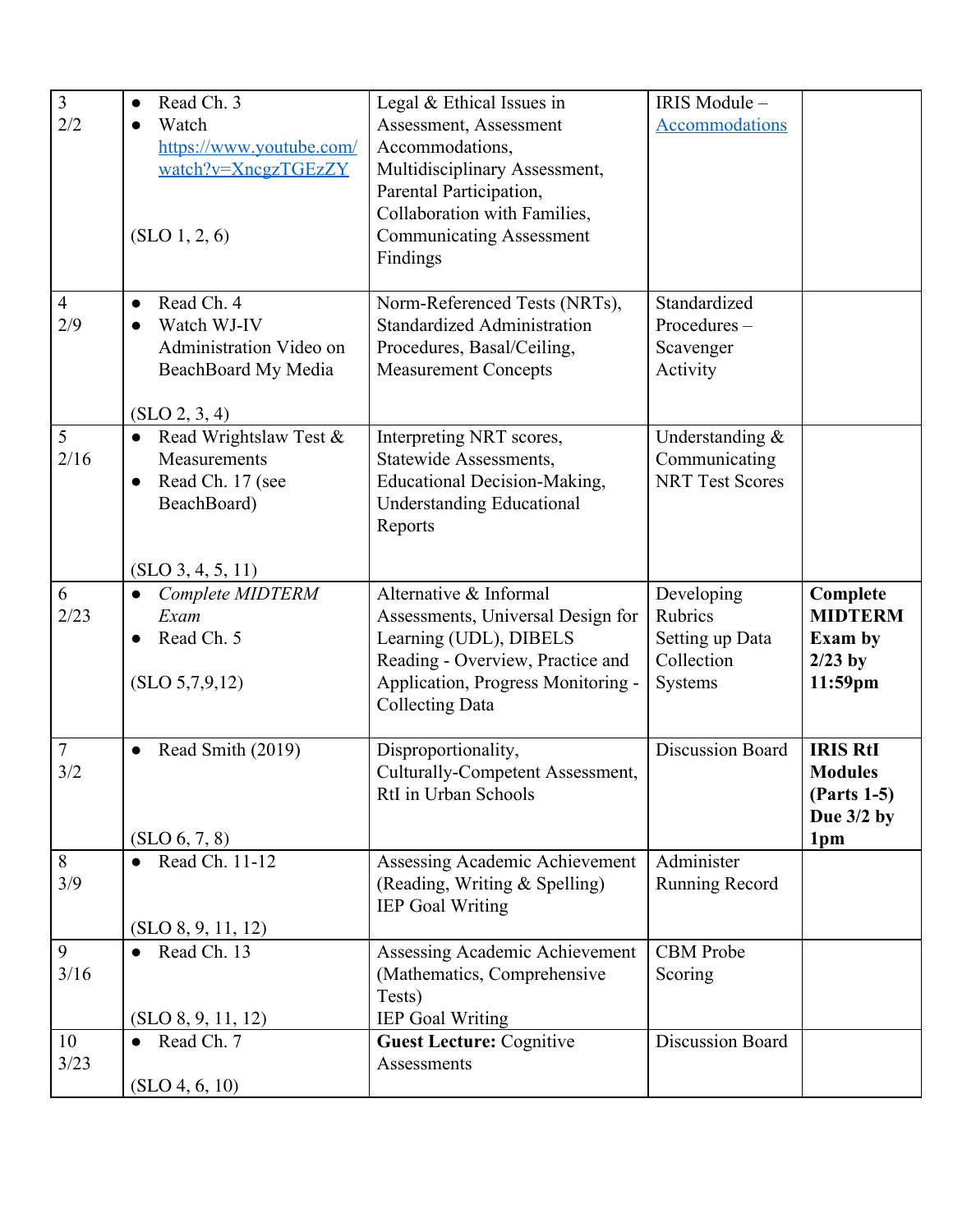| | | | | |
|---|---|---|---|---|
| 3<br>2/2 | • Read Ch. 3<br>• Watch [https://www.youtube.com/watch?v=XncgzTGEzZY](https://www.youtube.com/watch?v=XncgzTGEzZY)<br><br>(SLO 1, 2, 6) | Legal & Ethical Issues in Assessment, Assessment Accommodations, Multidisciplinary Assessment, Parental Participation, Collaboration with Families, Communicating Assessment Findings | IRIS Module – Accommodations | |
| 4<br>2/9 | • Read Ch. 4<br>• Watch WJ-IV Administration Video on BeachBoard My Media<br><br>(SLO 2, 3, 4) | Norm-Referenced Tests (NRTs), Standardized Administration Procedures, Basal/Ceiling, Measurement Concepts | Standardized Procedures – Scavenger Activity | |
| 5<br>2/16 | • Read Wrightslaw Test & Measurements<br>• Read Ch. 17 (see BeachBoard)<br><br>(SLO 3, 4, 5, 11) | Interpreting NRT scores, Statewide Assessments, Educational Decision-Making, Understanding Educational Reports | Understanding & Communicating NRT Test Scores | |
| 6<br>2/23 | • *Complete MIDTERM Exam*<br>• Read Ch. 5<br><br>(SLO 5,7,9,12) | Alternative & Informal Assessments, Universal Design for Learning (UDL), DIBELS Reading - Overview, Practice and Application, Progress Monitoring - Collecting Data | Developing Rubrics Setting up Data Collection Systems | **Complete MIDTERM Exam by 2/23 by 11:59pm** |
| 7<br>3/2 | • Read Smith (2019)<br><br>(SLO 6, 7, 8) | Disproportionality, Culturally-Competent Assessment, RtI in Urban Schools | Discussion Board | **IRIS RtI Modules (Parts 1-5) Due 3/2 by 1pm** |
| 8<br>3/9 | • Read Ch. 11-12<br><br>(SLO 8, 9, 11, 12) | Assessing Academic Achievement (Reading, Writing & Spelling) IEP Goal Writing | Administer Running Record | |
| 9<br>3/16 | • Read Ch. 13<br><br>(SLO 8, 9, 11, 12) | Assessing Academic Achievement (Mathematics, Comprehensive Tests)<br>IEP Goal Writing | CBM Probe Scoring | |
| 10<br>3/23 | • Read Ch. 7<br><br>(SLO 4, 6, 10) | **Guest Lecture:** Cognitive Assessments | Discussion Board | |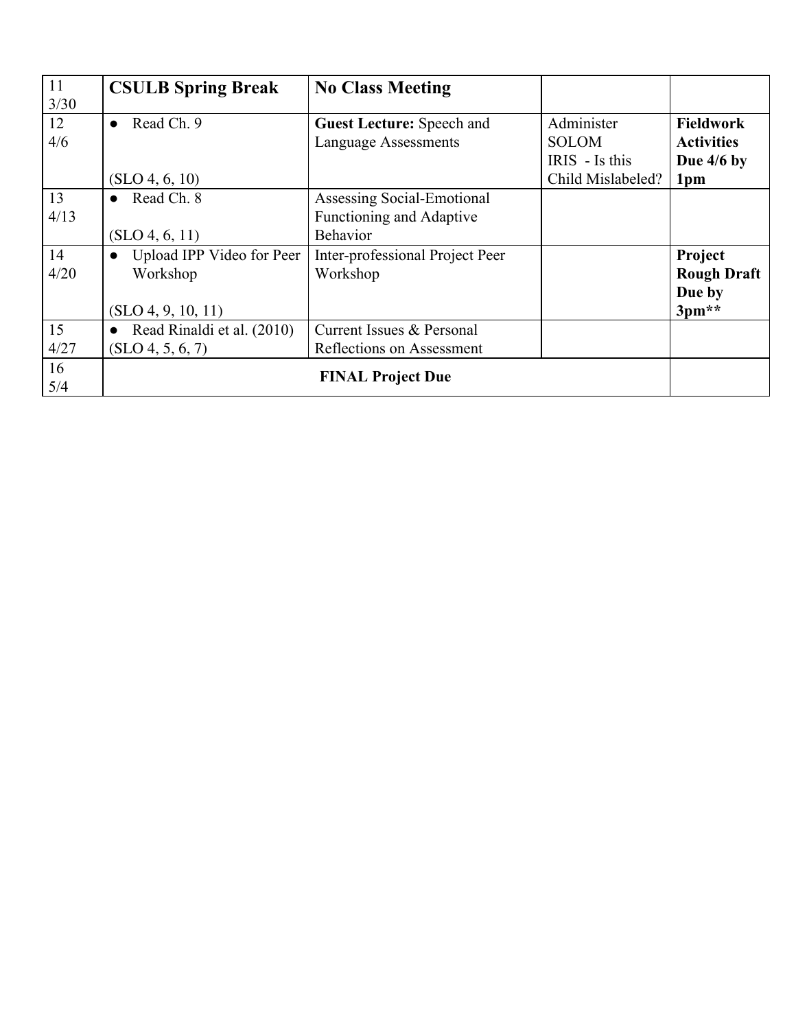| | | | | |
|---|---|---|---|---|
| 11<br>3/30 | **CSULB Spring Break** | **No Class Meeting** | | |
| 12<br>4/6 | • Read Ch. 9<br><br>(SLO 4, 6, 10) | **Guest Lecture:** Speech and Language Assessments | Administer SOLOM<br>IRIS - Is this Child Mislabeled? | **Fieldwork Activities Due 4/6 by 1pm** |
| 13<br>4/13 | • Read Ch. 8<br><br>(SLO 4, 6, 11) | Assessing Social-Emotional Functioning and Adaptive Behavior | | |
| 14<br>4/20 | • Upload IPP Video for Peer Workshop<br><br>(SLO 4, 9, 10, 11) | Inter-professional Project Peer Workshop | | **Project Rough Draft Due by 3pm**** |
| 15<br>4/27 | • Read Rinaldi et al. (2010)<br>(SLO 4, 5, 6, 7) | Current Issues & Personal Reflections on Assessment | | |
| 16<br>5/4 | **FINAL Project Due** | | | |